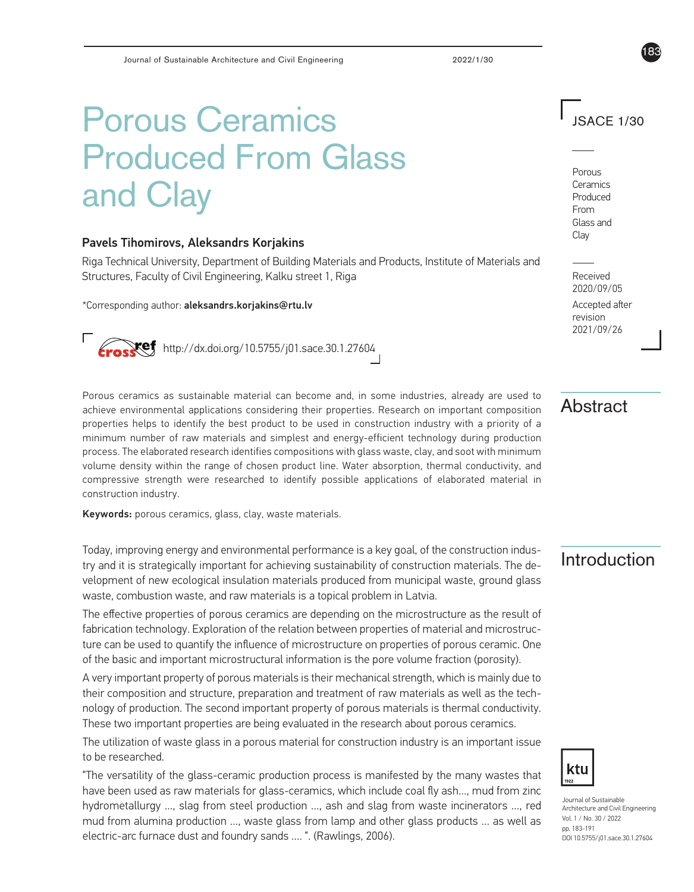# Porous Ceramics Produced From Glass and Clay

**Pavels Tihomirovs, Aleksandrs Korjakins**

Riga Technical University, Department of Building Materials and Products, Institute of Materials and Structures, Faculty of Civil Engineering, Kalku street 1, Riga

*Corresponding author: **aleksandrs.korjakins@rtu.lv**

http://dx.doi.org/10.5755/j01.sace.30.1.27604

Received 2020/09/05

Accepted after revision 2021/09/26

## Abstract

Porous ceramics as sustainable material can become and, in some industries, already are used to achieve environmental applications considering their properties. Research on important composition properties helps to identify the best product to be used in construction industry with a priority of a minimum number of raw materials and simplest and energy-efficient technology during production process. The elaborated research identifies compositions with glass waste, clay, and soot with minimum volume density within the range of chosen product line. Water absorption, thermal conductivity, and compressive strength were researched to identify possible applications of elaborated material in construction industry.

**Keywords:** porous ceramics, glass, clay, waste materials.

## Introduction

Today, improving energy and environmental performance is a key goal, of the construction industry and it is strategically important for achieving sustainability of construction materials. The development of new ecological insulation materials produced from municipal waste, ground glass waste, combustion waste, and raw materials is a topical problem in Latvia.

The effective properties of porous ceramics are depending on the microstructure as the result of fabrication technology. Exploration of the relation between properties of material and microstructure can be used to quantify the influence of microstructure on properties of porous ceramic. One of the basic and important microstructural information is the pore volume fraction (porosity).

A very important property of porous materials is their mechanical strength, which is mainly due to their composition and structure, preparation and treatment of raw materials as well as the technology of production. The second important property of porous materials is thermal conductivity. These two important properties are being evaluated in the research about porous ceramics.

The utilization of waste glass in a porous material for construction industry is an important issue to be researched.

"The versatility of the glass-ceramic production process is manifested by the many wastes that have been used as raw materials for glass-ceramics, which include coal fly ash..., mud from zinc hydrometallurgy ..., slag from steel production ..., ash and slag from waste incinerators ..., red mud from alumina production ..., waste glass from lamp and other glass products ... as well as electric-arc furnace dust and foundry sands .... ". (Rawlings, 2006).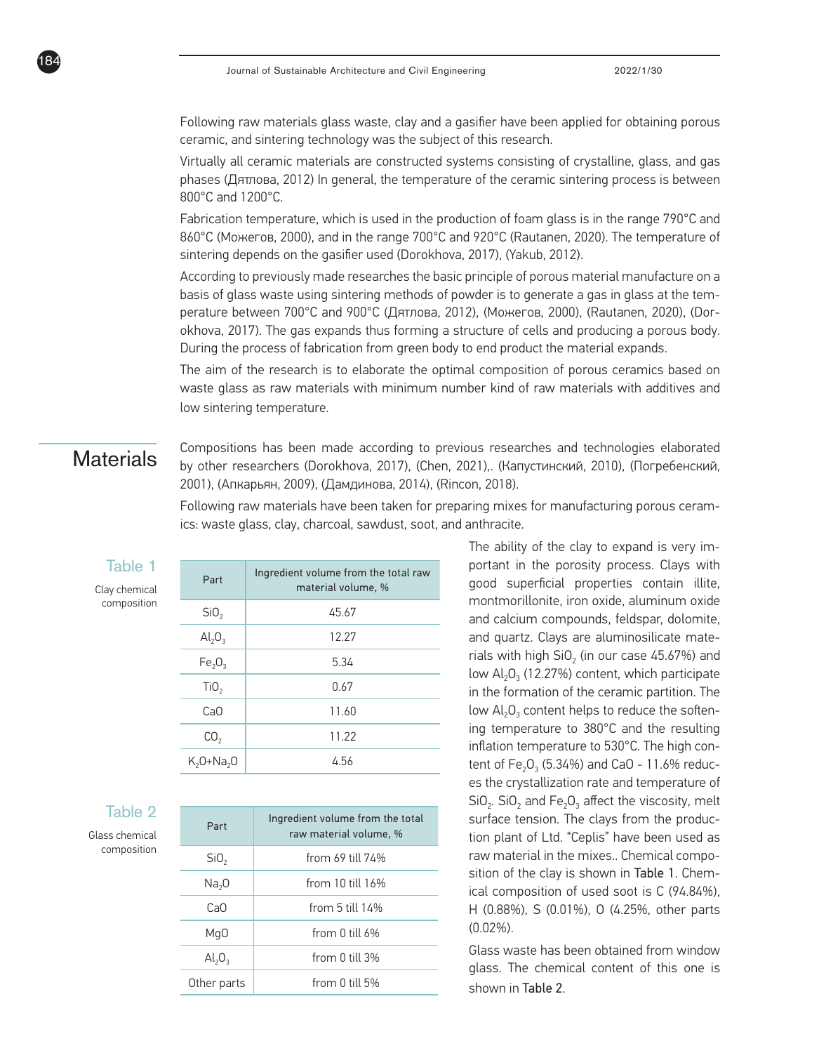Following raw materials glass waste, clay and a gasifier have been applied for obtaining porous ceramic, and sintering technology was the subject of this research.

Virtually all ceramic materials are constructed systems consisting of crystalline, glass, and gas phases (Дятлова, 2012) In general, the temperature of the ceramic sintering process is between 800°C and 1200°C.

Fabrication temperature, which is used in the production of foam glass is in the range 790°C and 860°C (Можегов, 2000), and in the range 700°C and 920°C (Rautanen, 2020). The temperature of sintering depends on the gasifier used (Dorokhova, 2017), (Yakub, 2012).

According to previously made researches the basic principle of porous material manufacture on a basis of glass waste using sintering methods of powder is to generate a gas in glass at the temperature between 700°C and 900°C (Дятлова, 2012), (Можегов, 2000), (Rautanen, 2020), (Dorokhova, 2017). The gas expands thus forming a structure of cells and producing a porous body. During the process of fabrication from green body to end product the material expands.

The aim of the research is to elaborate the optimal composition of porous ceramics based on waste glass as raw materials with minimum number kind of raw materials with additives and low sintering temperature.

## Materials

Compositions has been made according to previous researches and technologies elaborated by other researchers (Dorokhova, 2017), (Chen, 2021),. (Капустинский, 2010), (Погребенский, 2001), (Апкарьян, 2009), (Дамдинова, 2014), (Rincon, 2018).

Following raw materials have been taken for preparing mixes for manufacturing porous ceramics: waste glass, clay, charcoal, sawdust, soot, and anthracite.

**Table 1**

Clay chemical composition

| Part | Ingredient volume from the total raw material volume, % |
|---|---|
| $SiO_2$ | 45.67 |
| $Al_2O_3$ | 12.27 |
| $Fe_2O_3$ | 5.34 |
| $TiO_2$ | 0.67 |
| CaO | 11.60 |
| $CO_2$ | 11.22 |
| $K_2O+Na_2O$ | 4.56 |

The ability of the clay to expand is very important in the porosity process. Clays with good superficial properties contain illite, montmorillonite, iron oxide, aluminum oxide and calcium compounds, feldspar, dolomite, and quartz. Clays are aluminosilicate materials with high $SiO_2$ (in our case 45.67%) and low $Al_2O_3$ (12.27%) content, which participate in the formation of the ceramic partition. The low $Al_2O_3$ content helps to reduce the softening temperature to 380°C and the resulting inflation temperature to 530°C. The high content of $Fe_2O_3$ (5.34%) and CaO - 11.6% reduces the crystallization rate and temperature of $SiO_2$. $SiO_2$ and $Fe_2O_3$ affect the viscosity, melt surface tension. The clays from the production plant of Ltd. "Ceplis" have been used as raw material in the mixes.. Chemical composition of the clay is shown in Table 1. Chemical composition of used soot is C (94.84%), H (0.88%), S (0.01%), O (4.25%, other parts (0.02%).

Glass waste has been obtained from window glass. The chemical content of this one is shown in Table 2.

**Table 2**

Glass chemical composition

| Part | Ingredient volume from the total raw material volume, % |
|---|---|
| $SiO_2$ | from 69 till 74% |
| $Na_2O$ | from 10 till 16% |
| CaO | from 5 till 14% |
| MgO | from 0 till 6% |
| $Al_2O_3$ | from 0 till 3% |
| Other parts | from 0 till 5% |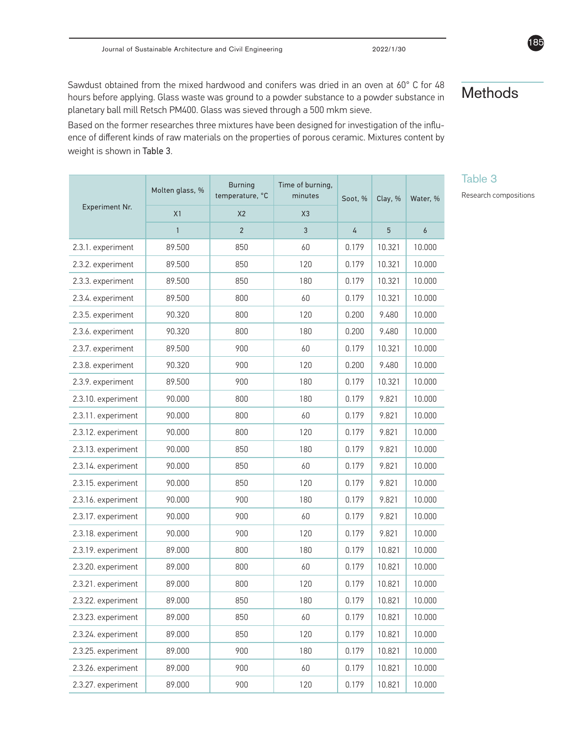## Methods

Sawdust obtained from the mixed hardwood and conifers was dried in an oven at 60° C for 48 hours before applying. Glass waste was ground to a powder substance to a powder substance in planetary ball mill Retsch PM400. Glass was sieved through a 500 mkm sieve.

Based on the former researches three mixtures have been designed for investigation of the influence of different kinds of raw materials on the properties of porous ceramic. Mixtures content by weight is shown in Table 3.

Table 3

Research compositions

| Experiment Nr. | Molten glass, % | Burning temperature, °C | Time of burning, minutes | Soot, % | Clay, % | Water, % |
|---|---|---|---|---|---|---|
| | X1 | X2 | X3 | | | |
| | 1 | 2 | 3 | 4 | 5 | 6 |
| 2.3.1. experiment | 89.500 | 850 | 60 | 0.179 | 10.321 | 10.000 |
| 2.3.2. experiment | 89.500 | 850 | 120 | 0.179 | 10.321 | 10.000 |
| 2.3.3. experiment | 89.500 | 850 | 180 | 0.179 | 10.321 | 10.000 |
| 2.3.4. experiment | 89.500 | 800 | 60 | 0.179 | 10.321 | 10.000 |
| 2.3.5. experiment | 90.320 | 800 | 120 | 0.200 | 9.480 | 10.000 |
| 2.3.6. experiment | 90.320 | 800 | 180 | 0.200 | 9.480 | 10.000 |
| 2.3.7. experiment | 89.500 | 900 | 60 | 0.179 | 10.321 | 10.000 |
| 2.3.8. experiment | 90.320 | 900 | 120 | 0.200 | 9.480 | 10.000 |
| 2.3.9. experiment | 89.500 | 900 | 180 | 0.179 | 10.321 | 10.000 |
| 2.3.10. experiment | 90.000 | 800 | 180 | 0.179 | 9.821 | 10.000 |
| 2.3.11. experiment | 90.000 | 800 | 60 | 0.179 | 9.821 | 10.000 |
| 2.3.12. experiment | 90.000 | 800 | 120 | 0.179 | 9.821 | 10.000 |
| 2.3.13. experiment | 90.000 | 850 | 180 | 0.179 | 9.821 | 10.000 |
| 2.3.14. experiment | 90.000 | 850 | 60 | 0.179 | 9.821 | 10.000 |
| 2.3.15. experiment | 90.000 | 850 | 120 | 0.179 | 9.821 | 10.000 |
| 2.3.16. experiment | 90.000 | 900 | 180 | 0.179 | 9.821 | 10.000 |
| 2.3.17. experiment | 90.000 | 900 | 60 | 0.179 | 9.821 | 10.000 |
| 2.3.18. experiment | 90.000 | 900 | 120 | 0.179 | 9.821 | 10.000 |
| 2.3.19. experiment | 89.000 | 800 | 180 | 0.179 | 10.821 | 10.000 |
| 2.3.20. experiment | 89.000 | 800 | 60 | 0.179 | 10.821 | 10.000 |
| 2.3.21. experiment | 89.000 | 800 | 120 | 0.179 | 10.821 | 10.000 |
| 2.3.22. experiment | 89.000 | 850 | 180 | 0.179 | 10.821 | 10.000 |
| 2.3.23. experiment | 89.000 | 850 | 60 | 0.179 | 10.821 | 10.000 |
| 2.3.24. experiment | 89.000 | 850 | 120 | 0.179 | 10.821 | 10.000 |
| 2.3.25. experiment | 89.000 | 900 | 180 | 0.179 | 10.821 | 10.000 |
| 2.3.26. experiment | 89.000 | 900 | 60 | 0.179 | 10.821 | 10.000 |
| 2.3.27. experiment | 89.000 | 900 | 120 | 0.179 | 10.821 | 10.000 |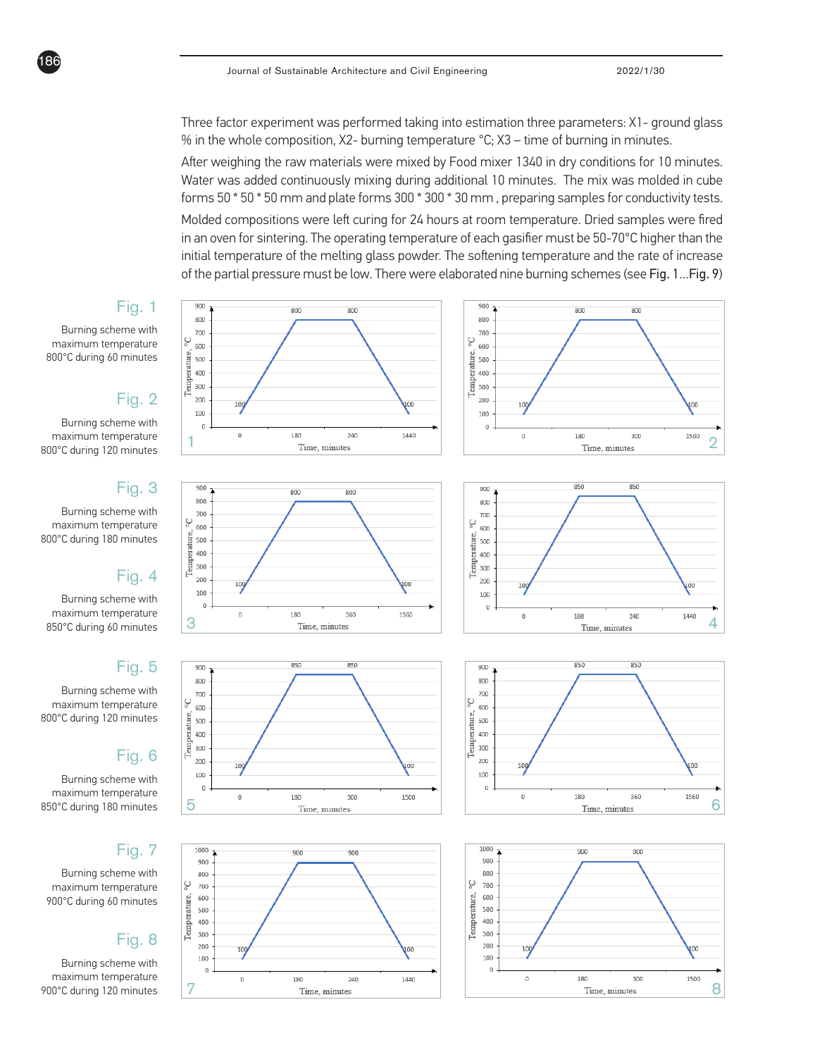Three factor experiment was performed taking into estimation three parameters: X1- ground glass % in the whole composition, X2- burning temperature °C; X3 – time of burning in minutes.

After weighing the raw materials were mixed by Food mixer 1340 in dry conditions for 10 minutes. Water was added continuously mixing during additional 10 minutes. The mix was molded in cube forms 50 * 50 * 50 mm and plate forms 300 * 300 * 30 mm , preparing samples for conductivity tests.

Molded compositions were left curing for 24 hours at room temperature. Dried samples were fired in an oven for sintering. The operating temperature of each gasifier must be 50-70°C higher than the initial temperature of the melting glass powder. The softening temperature and the rate of increase of the partial pressure must be low. There were elaborated nine burning schemes (see Fig. 1...Fig. 9)

Fig. 1

Burning scheme with maximum temperature 800°C during 60 minutes

Fig. 2

Burning scheme with maximum temperature 800°C during 120 minutes

Fig. 3

Burning scheme with maximum temperature 800°C during 180 minutes

Fig. 4

Burning scheme with maximum temperature 850°C during 60 minutes

Fig. 5

Burning scheme with maximum temperature 800°C during 120 minutes

Fig. 6

Burning scheme with maximum temperature 850°C during 180 minutes

Fig. 7

Burning scheme with maximum temperature 900°C during 60 minutes

Fig. 8

Burning scheme with maximum temperature 900°C during 120 minutes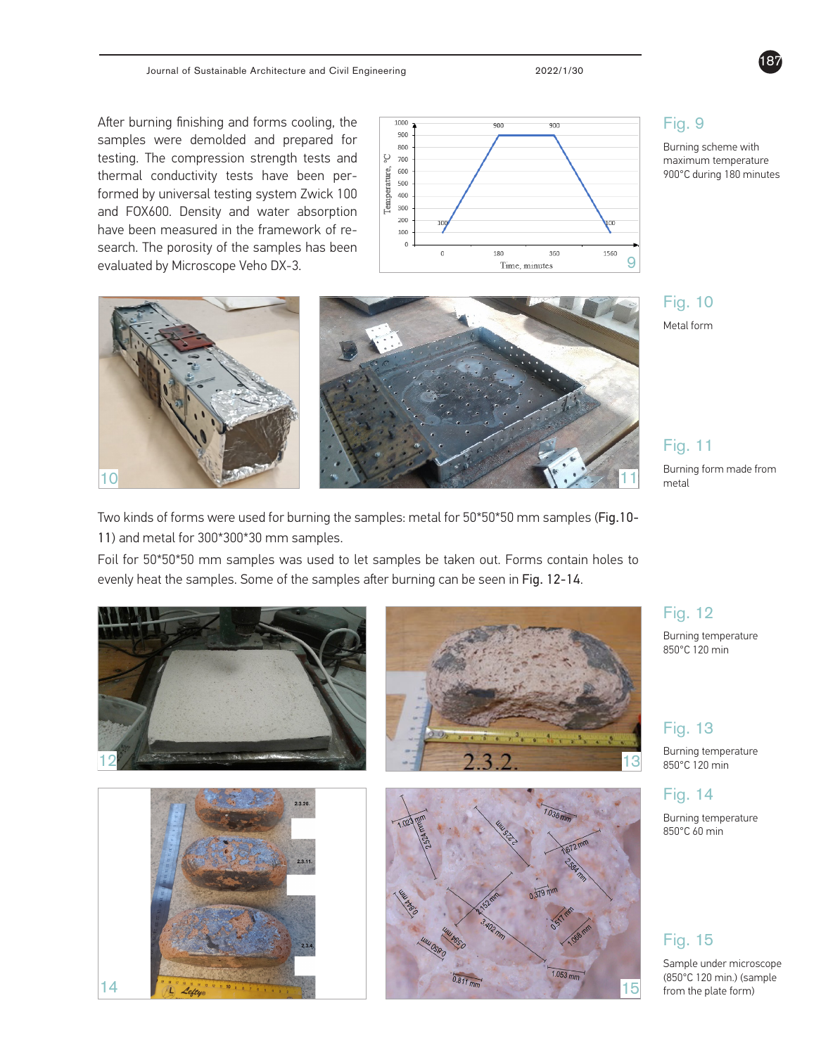After burning finishing and forms cooling, the samples were demolded and prepared for testing. The compression strength tests and thermal conductivity tests have been performed by universal testing system Zwick 100 and FOX600. Density and water absorption have been measured in the framework of research. The porosity of the samples has been evaluated by Microscope Veho DX-3.

Fig. 9

Burning scheme with maximum temperature 900°C during 180 minutes

Fig. 10

Metal form

Fig. 11

Burning form made from metal

Two kinds of forms were used for burning the samples: metal for 50*50*50 mm samples (Fig.10-11) and metal for 300*300*30 mm samples.

Foil for 50*50*50 mm samples was used to let samples be taken out. Forms contain holes to evenly heat the samples. Some of the samples after burning can be seen in Fig. 12-14.

Fig. 12

Burning temperature 850°C 120 min

Fig. 13

Burning temperature 850°C 120 min

Fig. 14

Burning temperature 850°C 60 min

Fig. 15

Sample under microscope (850°C 120 min.) (sample from the plate form)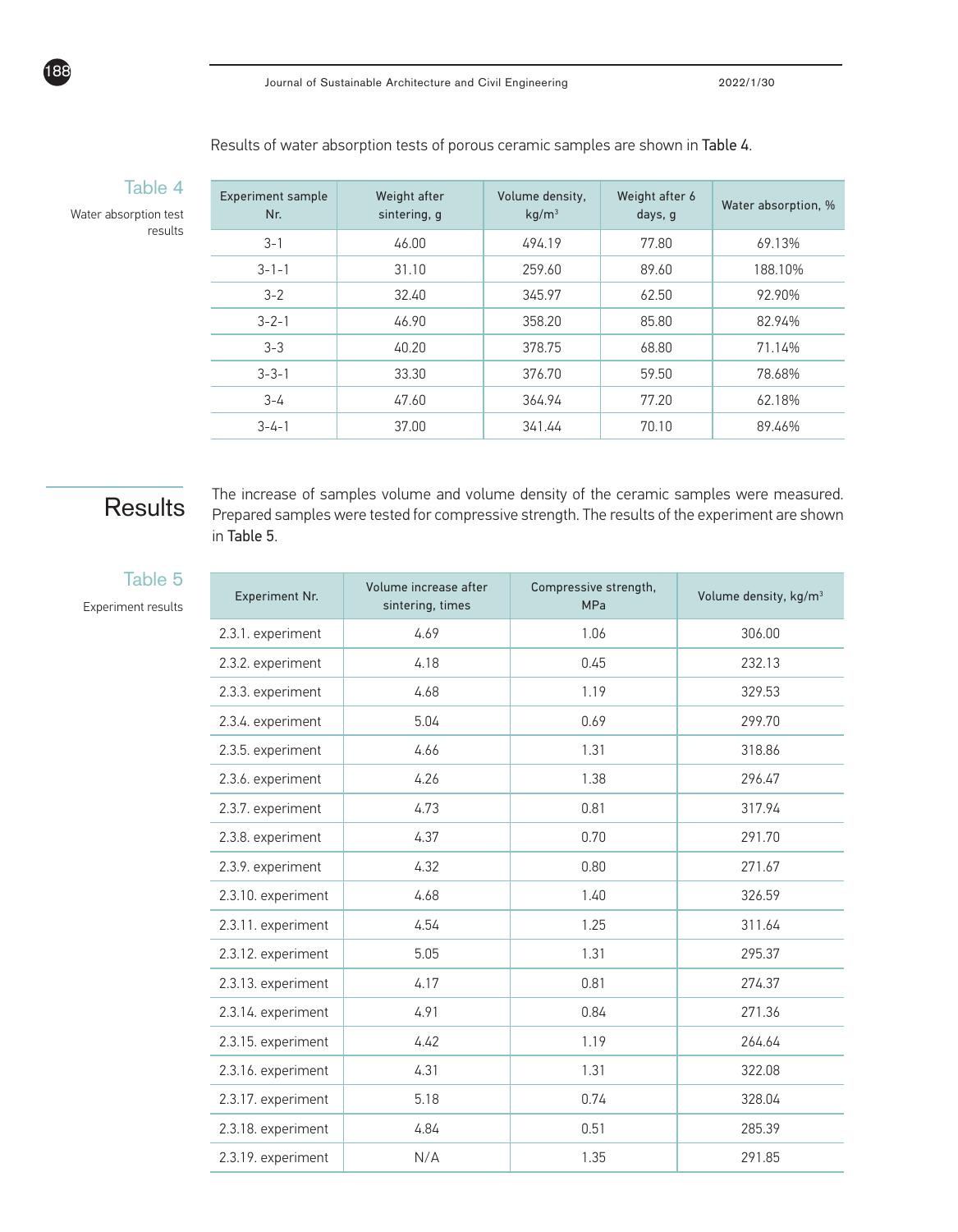Results of water absorption tests of porous ceramic samples are shown in Table 4.

Table 4

Water absorption test results

| Experiment sample Nr. | Weight after sintering, g | Volume density, kg/m$^3$ | Weight after 6 days, g | Water absorption, % |
|---|---|---|---|---|
| 3-1 | 46.00 | 494.19 | 77.80 | 69.13% |
| 3-1-1 | 31.10 | 259.60 | 89.60 | 188.10% |
| 3-2 | 32.40 | 345.97 | 62.50 | 92.90% |
| 3-2-1 | 46.90 | 358.20 | 85.80 | 82.94% |
| 3-3 | 40.20 | 378.75 | 68.80 | 71.14% |
| 3-3-1 | 33.30 | 376.70 | 59.50 | 78.68% |
| 3-4 | 47.60 | 364.94 | 77.20 | 62.18% |
| 3-4-1 | 37.00 | 341.44 | 70.10 | 89.46% |

## Results

The increase of samples volume and volume density of the ceramic samples were measured. Prepared samples were tested for compressive strength. The results of the experiment are shown in Table 5.

Table 5

Experiment results

| Experiment Nr. | Volume increase after sintering, times | Compressive strength, MPa | Volume density, kg/m$^3$ |
|---|---|---|---|
| 2.3.1. experiment | 4.69 | 1.06 | 306.00 |
| 2.3.2. experiment | 4.18 | 0.45 | 232.13 |
| 2.3.3. experiment | 4.68 | 1.19 | 329.53 |
| 2.3.4. experiment | 5.04 | 0.69 | 299.70 |
| 2.3.5. experiment | 4.66 | 1.31 | 318.86 |
| 2.3.6. experiment | 4.26 | 1.38 | 296.47 |
| 2.3.7. experiment | 4.73 | 0.81 | 317.94 |
| 2.3.8. experiment | 4.37 | 0.70 | 291.70 |
| 2.3.9. experiment | 4.32 | 0.80 | 271.67 |
| 2.3.10. experiment | 4.68 | 1.40 | 326.59 |
| 2.3.11. experiment | 4.54 | 1.25 | 311.64 |
| 2.3.12. experiment | 5.05 | 1.31 | 295.37 |
| 2.3.13. experiment | 4.17 | 0.81 | 274.37 |
| 2.3.14. experiment | 4.91 | 0.84 | 271.36 |
| 2.3.15. experiment | 4.42 | 1.19 | 264.64 |
| 2.3.16. experiment | 4.31 | 1.31 | 322.08 |
| 2.3.17. experiment | 5.18 | 0.74 | 328.04 |
| 2.3.18. experiment | 4.84 | 0.51 | 285.39 |
| 2.3.19. experiment | N/A | 1.35 | 291.85 |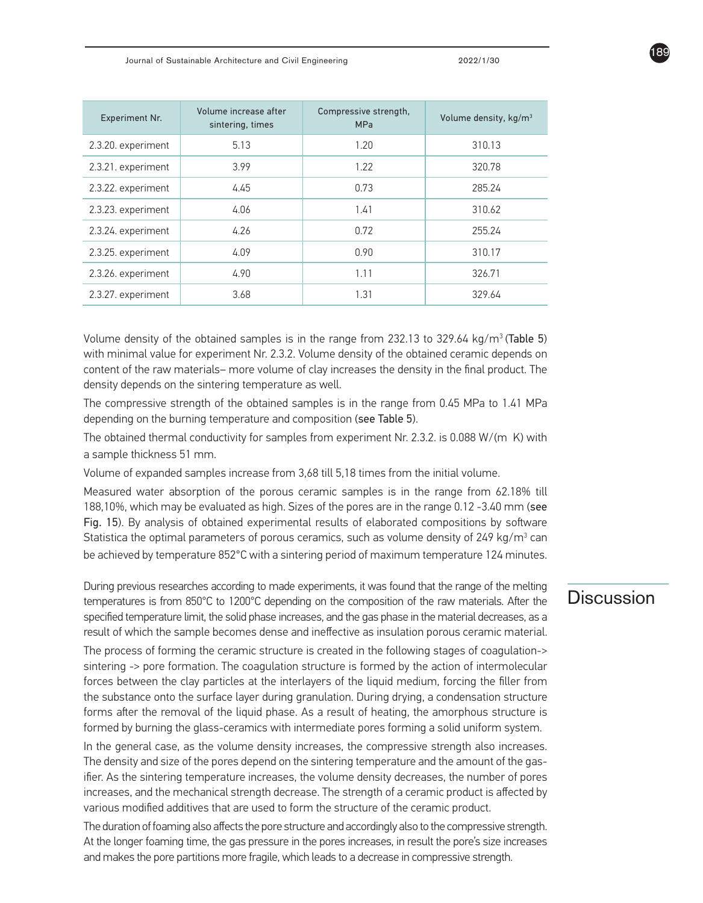| Experiment Nr. | Volume increase after sintering, times | Compressive strength, MPa | Volume density, kg/m$^3$ |
|---|---|---|---|
| 2.3.20. experiment | 5.13 | 1.20 | 310.13 |
| 2.3.21. experiment | 3.99 | 1.22 | 320.78 |
| 2.3.22. experiment | 4.45 | 0.73 | 285.24 |
| 2.3.23. experiment | 4.06 | 1.41 | 310.62 |
| 2.3.24. experiment | 4.26 | 0.72 | 255.24 |
| 2.3.25. experiment | 4.09 | 0.90 | 310.17 |
| 2.3.26. experiment | 4.90 | 1.11 | 326.71 |
| 2.3.27. experiment | 3.68 | 1.31 | 329.64 |

Volume density of the obtained samples is in the range from 232.13 to 329.64 kg/m$^3$ (Table 5) with minimal value for experiment Nr. 2.3.2. Volume density of the obtained ceramic depends on content of the raw materials– more volume of clay increases the density in the final product. The density depends on the sintering temperature as well.

The compressive strength of the obtained samples is in the range from 0.45 MPa to 1.41 MPa depending on the burning temperature and composition (see Table 5).

The obtained thermal conductivity for samples from experiment Nr. 2.3.2. is 0.088 W/(m K) with a sample thickness 51 mm.

Volume of expanded samples increase from 3,68 till 5,18 times from the initial volume.

Measured water absorption of the porous ceramic samples is in the range from 62.18% till 188,10%, which may be evaluated as high. Sizes of the pores are in the range 0.12 -3.40 mm (see Fig. 15). By analysis of obtained experimental results of elaborated compositions by software Statistica the optimal parameters of porous ceramics, such as volume density of 249 kg/m$^3$ can be achieved by temperature 852°C with a sintering period of maximum temperature 124 minutes.

## Discussion

During previous researches according to made experiments, it was found that the range of the melting temperatures is from 850°C to 1200°C depending on the composition of the raw materials. After the specified temperature limit, the solid phase increases, and the gas phase in the material decreases, as a result of which the sample becomes dense and ineffective as insulation porous ceramic material.

The process of forming the ceramic structure is created in the following stages of coagulation-> sintering -> pore formation. The coagulation structure is formed by the action of intermolecular forces between the clay particles at the interlayers of the liquid medium, forcing the filler from the substance onto the surface layer during granulation. During drying, a condensation structure forms after the removal of the liquid phase. As a result of heating, the amorphous structure is formed by burning the glass-ceramics with intermediate pores forming a solid uniform system.

In the general case, as the volume density increases, the compressive strength also increases. The density and size of the pores depend on the sintering temperature and the amount of the gasifier. As the sintering temperature increases, the volume density decreases, the number of pores increases, and the mechanical strength decrease. The strength of a ceramic product is affected by various modified additives that are used to form the structure of the ceramic product.

The duration of foaming also affects the pore structure and accordingly also to the compressive strength. At the longer foaming time, the gas pressure in the pores increases, in result the pore's size increases and makes the pore partitions more fragile, which leads to a decrease in compressive strength.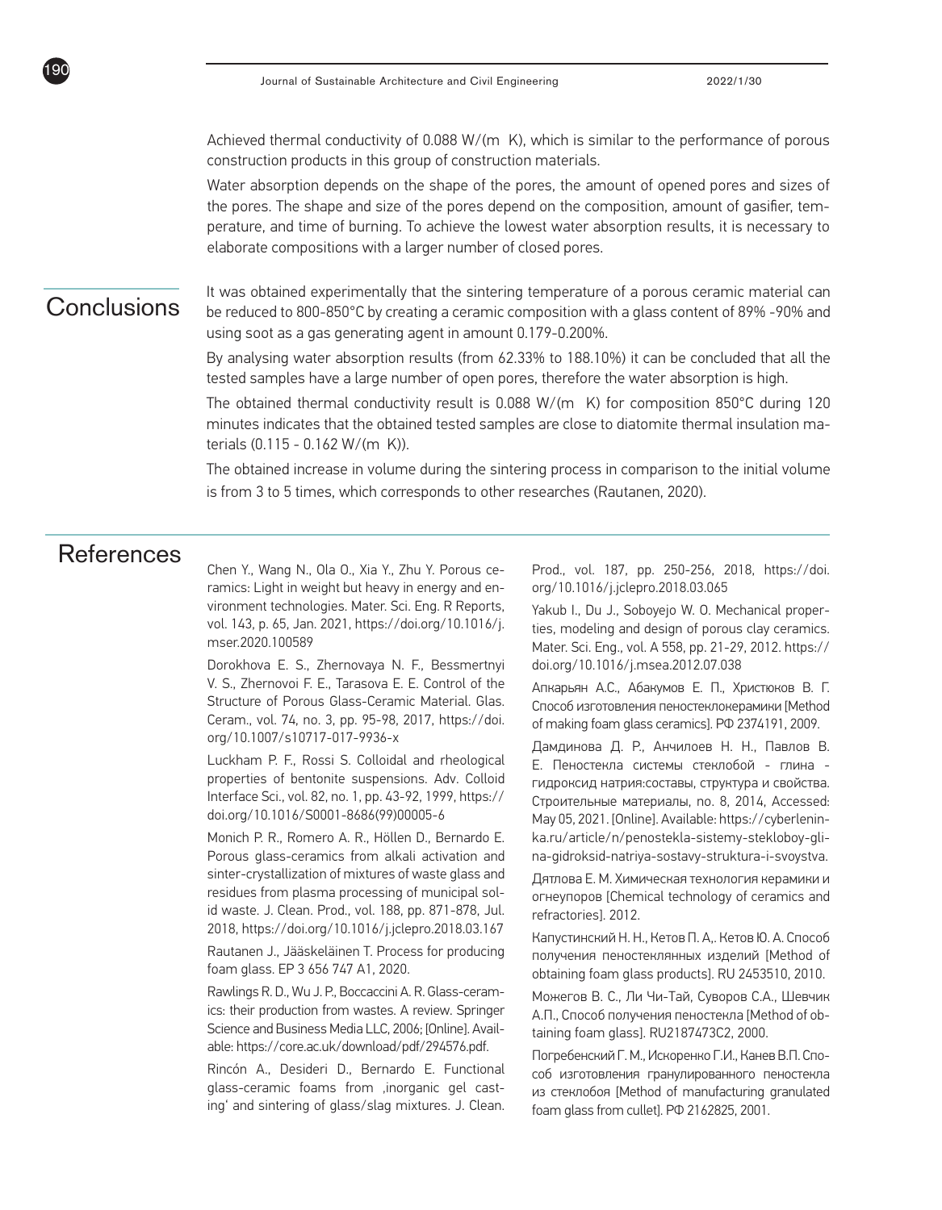Achieved thermal conductivity of 0.088 W/(m K), which is similar to the performance of porous construction products in this group of construction materials.

Water absorption depends on the shape of the pores, the amount of opened pores and sizes of the pores. The shape and size of the pores depend on the composition, amount of gasifier, temperature, and time of burning. To achieve the lowest water absorption results, it is necessary to elaborate compositions with a larger number of closed pores.

## Conclusions

It was obtained experimentally that the sintering temperature of a porous ceramic material can be reduced to 800-850°C by creating a ceramic composition with a glass content of 89% -90% and using soot as a gas generating agent in amount 0.179-0.200%.

By analysing water absorption results (from 62.33% to 188.10%) it can be concluded that all the tested samples have a large number of open pores, therefore the water absorption is high.

The obtained thermal conductivity result is 0.088 W/(m K) for composition 850°C during 120 minutes indicates that the obtained tested samples are close to diatomite thermal insulation materials (0.115 - 0.162 W/(m K)).

The obtained increase in volume during the sintering process in comparison to the initial volume is from 3 to 5 times, which corresponds to other researches (Rautanen, 2020).

## References

Chen Y., Wang N., Ola O., Xia Y., Zhu Y. Porous ceramics: Light in weight but heavy in energy and environment technologies. Mater. Sci. Eng. R Reports, vol. 143, p. 65, Jan. 2021, https://doi.org/10.1016/j.mser.2020.100589

Dorokhova E. S., Zhernovaya N. F., Bessmertnyi V. S., Zhernovoi F. E., Tarasova E. E. Control of the Structure of Porous Glass-Ceramic Material. Glas. Ceram., vol. 74, no. 3, pp. 95-98, 2017, https://doi.org/10.1007/s10717-017-9936-x

Luckham P. F., Rossi S. Colloidal and rheological properties of bentonite suspensions. Adv. Colloid Interface Sci., vol. 82, no. 1, pp. 43-92, 1999, https://doi.org/10.1016/S0001-8686(99)00005-6

Monich P. R., Romero A. R., Höllen D., Bernardo E. Porous glass-ceramics from alkali activation and sinter-crystallization of mixtures of waste glass and residues from plasma processing of municipal solid waste. J. Clean. Prod., vol. 188, pp. 871-878, Jul. 2018, https://doi.org/10.1016/j.jclepro.2018.03.167

Rautanen J., Jääskeläinen T. Process for producing foam glass. EP 3 656 747 A1, 2020.

Rawlings R. D., Wu J. P., Boccaccini A. R. Glass-ceramics: their production from wastes. A review. Springer Science and Business Media LLC, 2006; [Online]. Available: https://core.ac.uk/download/pdf/294576.pdf.

Rincón A., Desideri D., Bernardo E. Functional glass-ceramic foams from ,inorganic gel casting' and sintering of glass/slag mixtures. J. Clean. Prod., vol. 187, pp. 250-256, 2018, https://doi.org/10.1016/j.jclepro.2018.03.065

Yakub I., Du J., Soboyejo W. O. Mechanical properties, modeling and design of porous clay ceramics. Mater. Sci. Eng., vol. A 558, pp. 21-29, 2012. https://doi.org/10.1016/j.msea.2012.07.038

Апкарьян А.С., Абакумов Е. П., Христюков В. Г. Способ изготовления пеностеклокерамики [Method of making foam glass ceramics]. РФ 2374191, 2009.

Дамдинова Д. Р., Анчилоев Н. Н., Павлов В. Е. Пеностекла системы стеклобой - глина - гидроксид натрия:составы, структура и свойства. Строительные материалы, no. 8, 2014, Accessed: May 05, 2021. [Online]. Available: https://cyberleninka.ru/article/n/penostekla-sistemy-stekloboy-glina-gidroksid-natriya-sostavy-struktura-i-svoystva.

Дятлова Е. М. Химическая технология керамики и огнеупоров [Chemical technology of ceramics and refractories]. 2012.

Капустинский Н. Н., Кетов П. А,. Кетов Ю. А. Способ получения пеностеклянных изделий [Method of obtaining foam glass products]. RU 2453510, 2010.

Можегов В. С., Ли Чи-Тай, Суворов С.А., Шевчик А.П., Способ получения пеностекла [Method of obtaining foam glass]. RU2187473C2, 2000.

Погребенский Г. М., Искоренко Г.И., Канев В.П. Способ изготовления гранулированного пеностекла из стеклобоя [Method of manufacturing granulated foam glass from cullet]. РФ 2162825, 2001.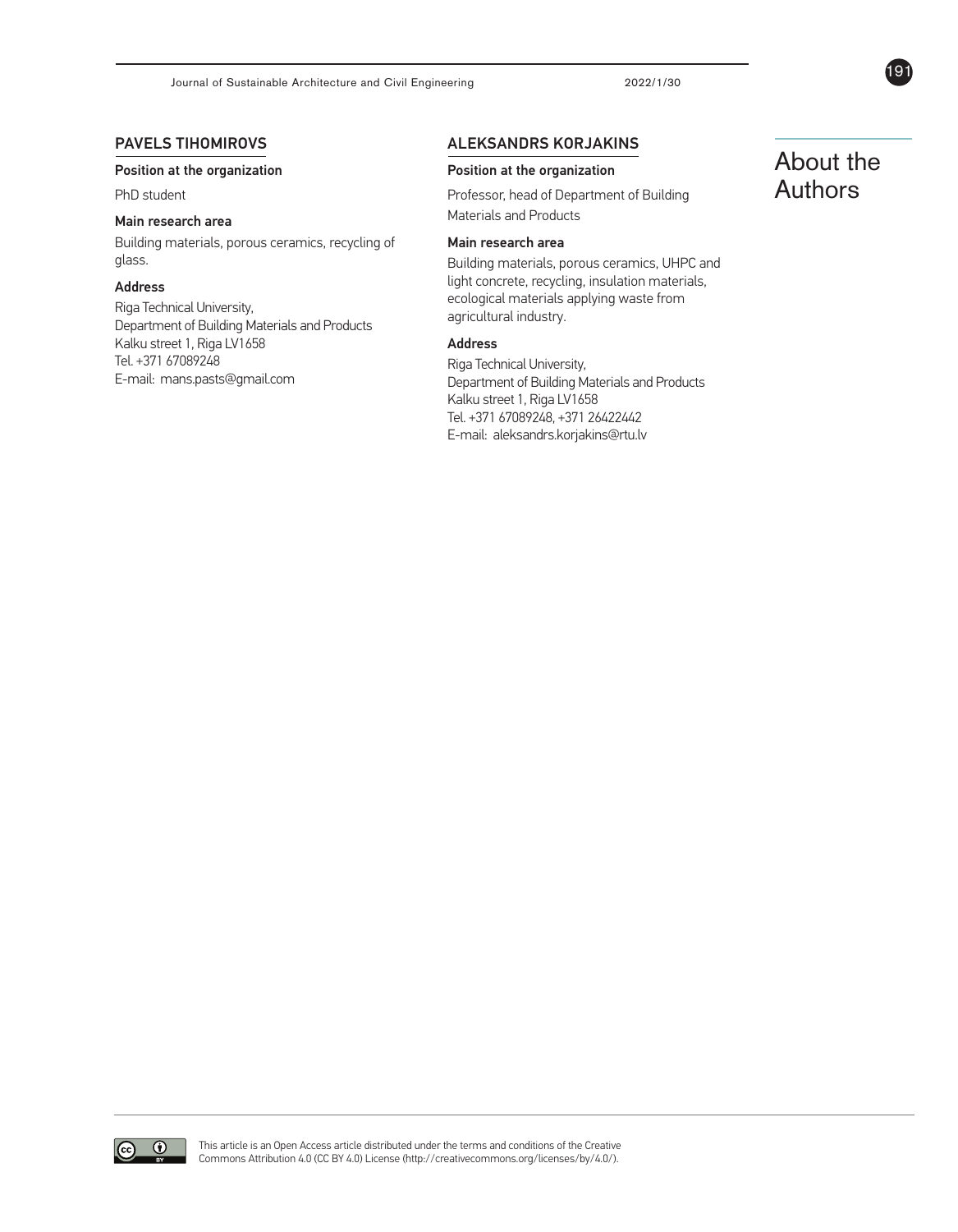# About the Authors

## PAVELS TIHOMIROVS

**Position at the organization**

PhD student

**Main research area**

Building materials, porous ceramics, recycling of glass.

**Address**

Riga Technical University,
Department of Building Materials and Products
Kalku street 1, Riga LV1658
Tel. +371 67089248
E-mail: mans.pasts@gmail.com

## ALEKSANDRS KORJAKINS

**Position at the organization**

Professor, head of Department of Building Materials and Products

**Main research area**

Building materials, porous ceramics, UHPC and light concrete, recycling, insulation materials, ecological materials applying waste from agricultural industry.

**Address**

Riga Technical University,
Department of Building Materials and Products
Kalku street 1, Riga LV1658
Tel. +371 67089248, +371 26422442
E-mail: aleksandrs.korjakins@rtu.lv

This article is an Open Access article distributed under the terms and conditions of the Creative Commons Attribution 4.0 (CC BY 4.0) License (http://creativecommons.org/licenses/by/4.0/).